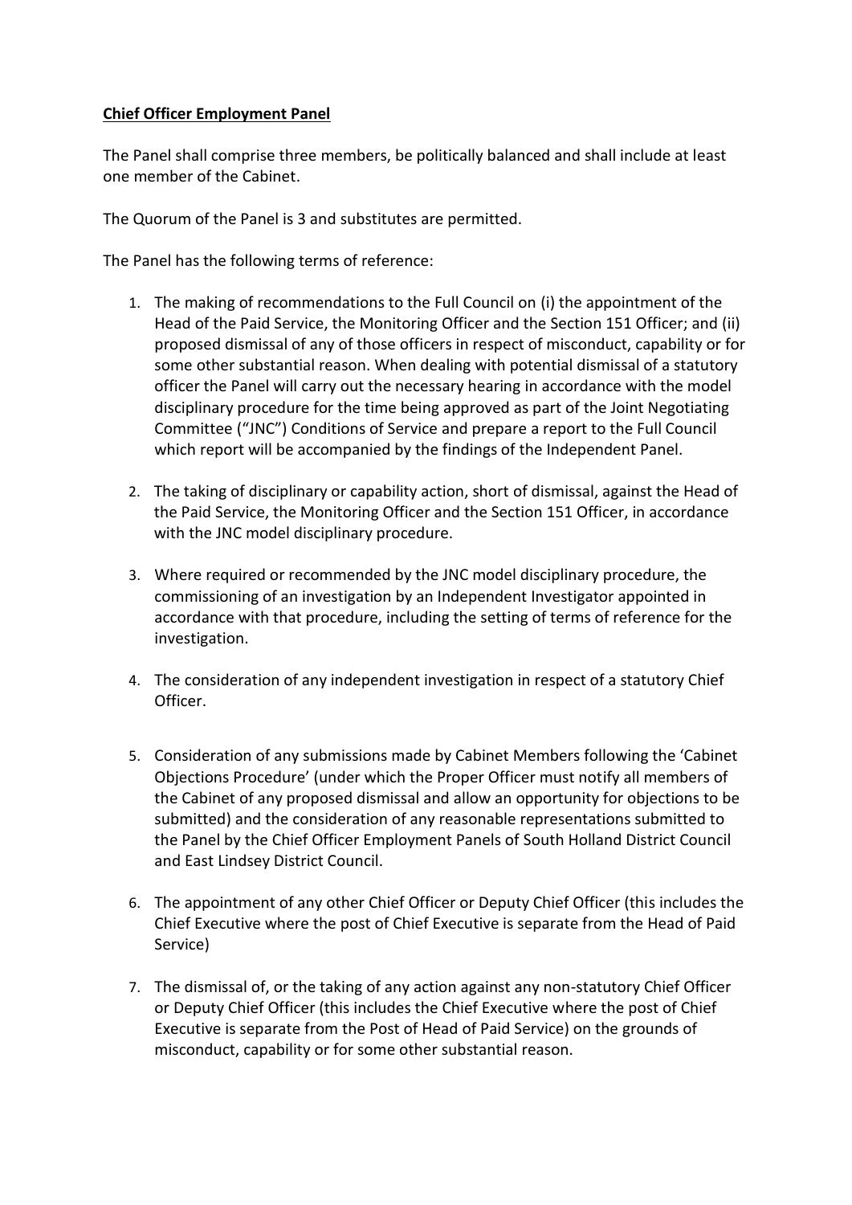**Chief Officer Employment Panel**

The Panel shall comprise three members, be politically balanced and shall include at least one member of the Cabinet.

The Quorum of the Panel is 3 and substitutes are permitted.

The Panel has the following terms of reference:

1. The making of recommendations to the Full Council on (i) the appointment of the Head of the Paid Service, the Monitoring Officer and the Section 151 Officer; and (ii) proposed dismissal of any of those officers in respect of misconduct, capability or for some other substantial reason. When dealing with potential dismissal of a statutory officer the Panel will carry out the necessary hearing in accordance with the model disciplinary procedure for the time being approved as part of the Joint Negotiating Committee ("JNC") Conditions of Service and prepare a report to the Full Council which report will be accompanied by the findings of the Independent Panel.

2. The taking of disciplinary or capability action, short of dismissal, against the Head of the Paid Service, the Monitoring Officer and the Section 151 Officer, in accordance with the JNC model disciplinary procedure.

3. Where required or recommended by the JNC model disciplinary procedure, the commissioning of an investigation by an Independent Investigator appointed in accordance with that procedure, including the setting of terms of reference for the investigation.

4. The consideration of any independent investigation in respect of a statutory Chief Officer.

5. Consideration of any submissions made by Cabinet Members following the 'Cabinet Objections Procedure' (under which the Proper Officer must notify all members of the Cabinet of any proposed dismissal and allow an opportunity for objections to be submitted) and the consideration of any reasonable representations submitted to the Panel by the Chief Officer Employment Panels of South Holland District Council and East Lindsey District Council.

6. The appointment of any other Chief Officer or Deputy Chief Officer (this includes the Chief Executive where the post of Chief Executive is separate from the Head of Paid Service)

7. The dismissal of, or the taking of any action against any non-statutory Chief Officer or Deputy Chief Officer (this includes the Chief Executive where the post of Chief Executive is separate from the Post of Head of Paid Service) on the grounds of misconduct, capability or for some other substantial reason.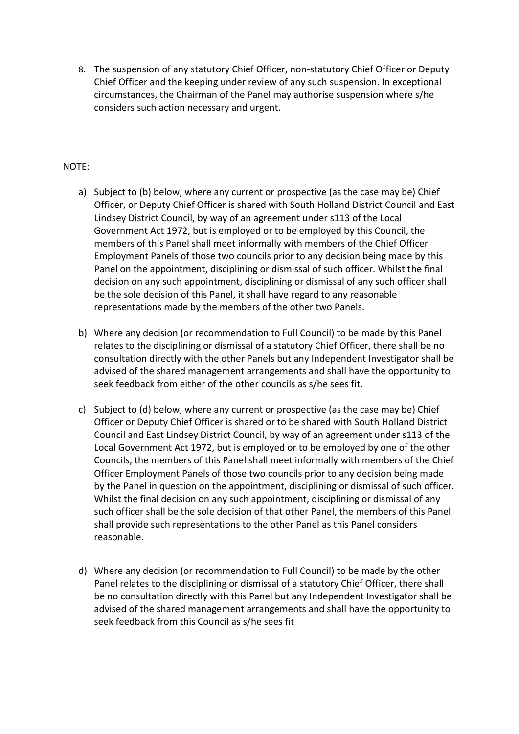8. The suspension of any statutory Chief Officer, non-statutory Chief Officer or Deputy Chief Officer and the keeping under review of any such suspension. In exceptional circumstances, the Chairman of the Panel may authorise suspension where s/he considers such action necessary and urgent.

NOTE:

a) Subject to (b) below, where any current or prospective (as the case may be) Chief Officer, or Deputy Chief Officer is shared with South Holland District Council and East Lindsey District Council, by way of an agreement under s113 of the Local Government Act 1972, but is employed or to be employed by this Council, the members of this Panel shall meet informally with members of the Chief Officer Employment Panels of those two councils prior to any decision being made by this Panel on the appointment, disciplining or dismissal of such officer. Whilst the final decision on any such appointment, disciplining or dismissal of any such officer shall be the sole decision of this Panel, it shall have regard to any reasonable representations made by the members of the other two Panels.

b) Where any decision (or recommendation to Full Council) to be made by this Panel relates to the disciplining or dismissal of a statutory Chief Officer, there shall be no consultation directly with the other Panels but any Independent Investigator shall be advised of the shared management arrangements and shall have the opportunity to seek feedback from either of the other councils as s/he sees fit.

c) Subject to (d) below, where any current or prospective (as the case may be) Chief Officer or Deputy Chief Officer is shared or to be shared with South Holland District Council and East Lindsey District Council, by way of an agreement under s113 of the Local Government Act 1972, but is employed or to be employed by one of the other Councils, the members of this Panel shall meet informally with members of the Chief Officer Employment Panels of those two councils prior to any decision being made by the Panel in question on the appointment, disciplining or dismissal of such officer. Whilst the final decision on any such appointment, disciplining or dismissal of any such officer shall be the sole decision of that other Panel, the members of this Panel shall provide such representations to the other Panel as this Panel considers reasonable.

d) Where any decision (or recommendation to Full Council) to be made by the other Panel relates to the disciplining or dismissal of a statutory Chief Officer, there shall be no consultation directly with this Panel but any Independent Investigator shall be advised of the shared management arrangements and shall have the opportunity to seek feedback from this Council as s/he sees fit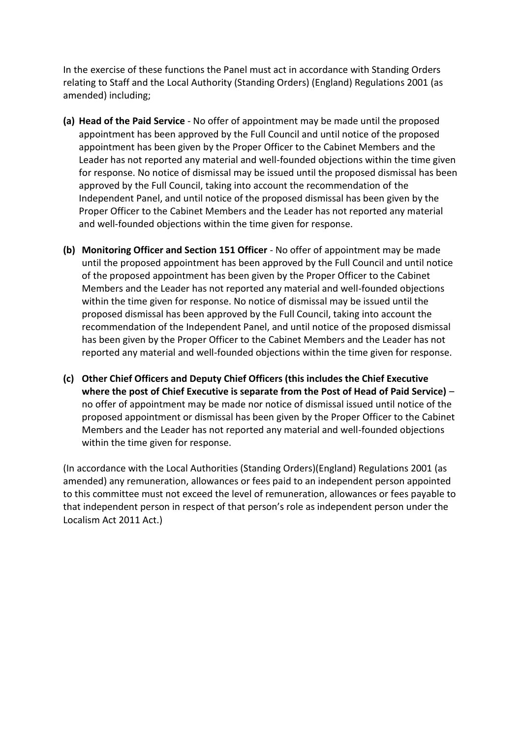In the exercise of these functions the Panel must act in accordance with Standing Orders relating to Staff and the Local Authority (Standing Orders) (England) Regulations 2001 (as amended) including;

**(a) Head of the Paid Service** - No offer of appointment may be made until the proposed appointment has been approved by the Full Council and until notice of the proposed appointment has been given by the Proper Officer to the Cabinet Members and the Leader has not reported any material and well-founded objections within the time given for response. No notice of dismissal may be issued until the proposed dismissal has been approved by the Full Council, taking into account the recommendation of the Independent Panel, and until notice of the proposed dismissal has been given by the Proper Officer to the Cabinet Members and the Leader has not reported any material and well-founded objections within the time given for response.

**(b) Monitoring Officer and Section 151 Officer** - No offer of appointment may be made until the proposed appointment has been approved by the Full Council and until notice of the proposed appointment has been given by the Proper Officer to the Cabinet Members and the Leader has not reported any material and well-founded objections within the time given for response. No notice of dismissal may be issued until the proposed dismissal has been approved by the Full Council, taking into account the recommendation of the Independent Panel, and until notice of the proposed dismissal has been given by the Proper Officer to the Cabinet Members and the Leader has not reported any material and well-founded objections within the time given for response.

**(c) Other Chief Officers and Deputy Chief Officers (this includes the Chief Executive where the post of Chief Executive is separate from the Post of Head of Paid Service)** – no offer of appointment may be made nor notice of dismissal issued until notice of the proposed appointment or dismissal has been given by the Proper Officer to the Cabinet Members and the Leader has not reported any material and well-founded objections within the time given for response.

(In accordance with the Local Authorities (Standing Orders)(England) Regulations 2001 (as amended) any remuneration, allowances or fees paid to an independent person appointed to this committee must not exceed the level of remuneration, allowances or fees payable to that independent person in respect of that person's role as independent person under the Localism Act 2011 Act.)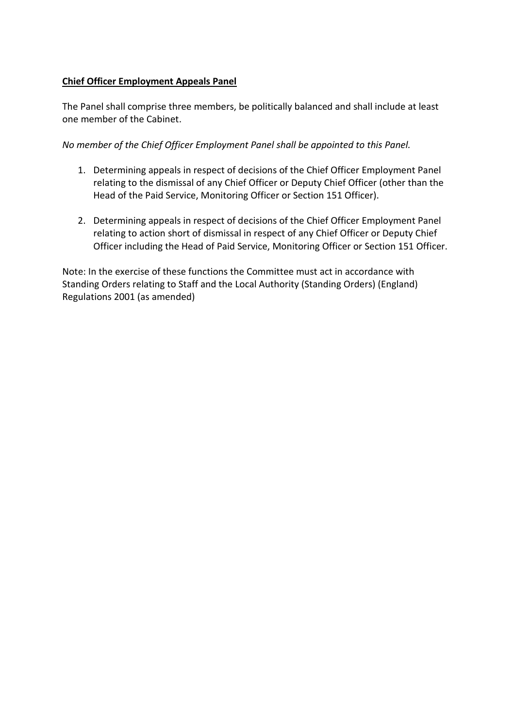**Chief Officer Employment Appeals Panel**

The Panel shall comprise three members, be politically balanced and shall include at least one member of the Cabinet.

*No member of the Chief Officer Employment Panel shall be appointed to this Panel.*

1. Determining appeals in respect of decisions of the Chief Officer Employment Panel relating to the dismissal of any Chief Officer or Deputy Chief Officer (other than the Head of the Paid Service, Monitoring Officer or Section 151 Officer).

2. Determining appeals in respect of decisions of the Chief Officer Employment Panel relating to action short of dismissal in respect of any Chief Officer or Deputy Chief Officer including the Head of Paid Service, Monitoring Officer or Section 151 Officer.

Note: In the exercise of these functions the Committee must act in accordance with Standing Orders relating to Staff and the Local Authority (Standing Orders) (England) Regulations 2001 (as amended)